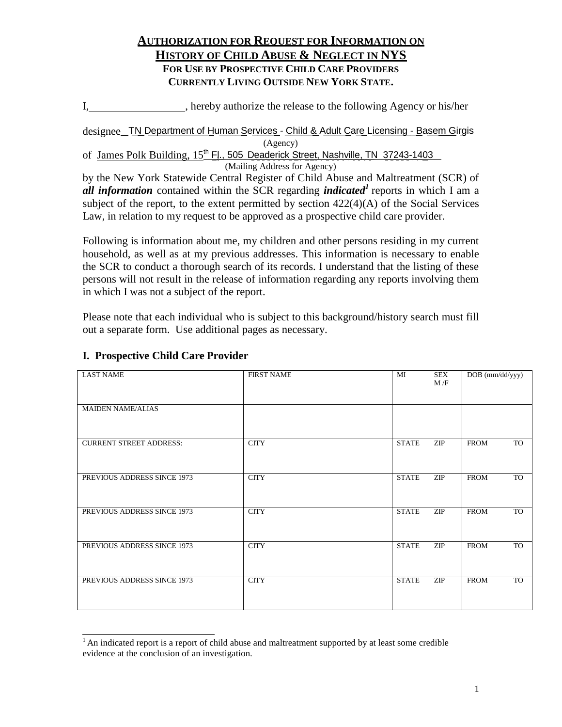# AUTHORIZATION FOR REQUEST FOR INFORMATION ON HISTORY OF CHILD ABUSE & NEGLECT IN NYS

### FOR USE BY PROSPECTIVE CHILD CARE PROVIDERS CURRENTLY LIVING OUTSIDE NEW YORK STATE.

I,__________________, hereby authorize the release to the following Agency or his/her

designee TN Department of Human Services - Child & Adult Care Licensing - Basem Girgis
(Agency)

of James Polk Building, 15th Fl., 505 Deaderick Street, Nashville, TN 37243-1403
(Mailing Address for Agency)

by the New York Statewide Central Register of Child Abuse and Maltreatment (SCR) of ***all information*** contained within the SCR regarding ***indicated***[1] reports in which I am a subject of the report, to the extent permitted by section 422(4)(A) of the Social Services Law, in relation to my request to be approved as a prospective child care provider.

Following is information about me, my children and other persons residing in my current household, as well as at my previous addresses. This information is necessary to enable the SCR to conduct a thorough search of its records. I understand that the listing of these persons will not result in the release of information regarding any reports involving them in which I was not a subject of the report.

Please note that each individual who is subject to this background/history search must fill out a separate form. Use additional pages as necessary.

## I. Prospective Child Care Provider

| LAST NAME | FIRST NAME | MI | SEX M /F | DOB (mm/dd/yyy) |
|---|---|---|---|---|
| MAIDEN NAME/ALIAS | | | | |
| CURRENT STREET ADDRESS: | CITY | STATE | ZIP | FROM TO |
| PREVIOUS ADDRESS SINCE 1973 | CITY | STATE | ZIP | FROM TO |
| PREVIOUS ADDRESS SINCE 1973 | CITY | STATE | ZIP | FROM TO |
| PREVIOUS ADDRESS SINCE 1973 | CITY | STATE | ZIP | FROM TO |
| PREVIOUS ADDRESS SINCE 1973 | CITY | STATE | ZIP | FROM TO |

[1] An indicated report is a report of child abuse and maltreatment supported by at least some credible evidence at the conclusion of an investigation.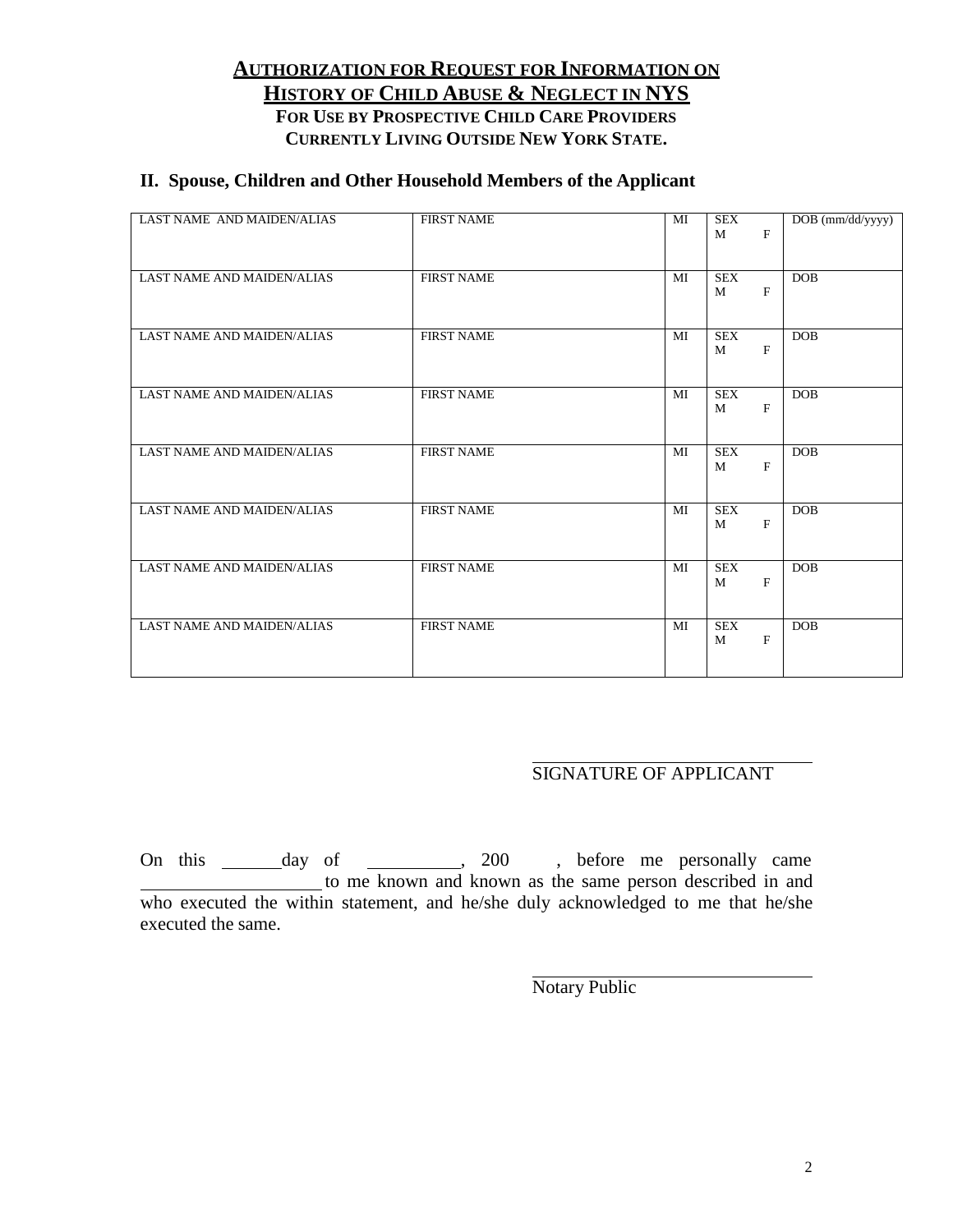## AUTHORIZATION FOR REQUEST FOR INFORMATION ON HISTORY OF CHILD ABUSE & NEGLECT IN NYS

**FOR USE BY PROSPECTIVE CHILD CARE PROVIDERS CURRENTLY LIVING OUTSIDE NEW YORK STATE.**

### II. Spouse, Children and Other Household Members of the Applicant

| | | | | |
|---|---|---|---|---|
| LAST NAME AND MAIDEN/ALIAS | FIRST NAME | MI | SEX M F | DOB (mm/dd/yyyy) |
| LAST NAME AND MAIDEN/ALIAS | FIRST NAME | MI | SEX M F | DOB |
| LAST NAME AND MAIDEN/ALIAS | FIRST NAME | MI | SEX M F | DOB |
| LAST NAME AND MAIDEN/ALIAS | FIRST NAME | MI | SEX M F | DOB |
| LAST NAME AND MAIDEN/ALIAS | FIRST NAME | MI | SEX M F | DOB |
| LAST NAME AND MAIDEN/ALIAS | FIRST NAME | MI | SEX M F | DOB |
| LAST NAME AND MAIDEN/ALIAS | FIRST NAME | MI | SEX M F | DOB |
| LAST NAME AND MAIDEN/ALIAS | FIRST NAME | MI | SEX M F | DOB |

\_\_\_\_\_\_\_\_\_\_\_\_\_\_\_\_\_\_\_\_\_\_\_\_\_\_\_\_\_\_

SIGNATURE OF APPLICANT

On this \_\_\_\_\_\_\_ day of \_\_\_\_\_\_\_\_\_\_, 200 , before me personally came \_\_\_\_\_\_\_\_\_\_\_\_\_\_\_\_\_\_\_\_ to me known and known as the same person described in and who executed the within statement, and he/she duly acknowledged to me that he/she executed the same.

\_\_\_\_\_\_\_\_\_\_\_\_\_\_\_\_\_\_\_\_\_\_\_\_\_\_\_\_\_\_

Notary Public